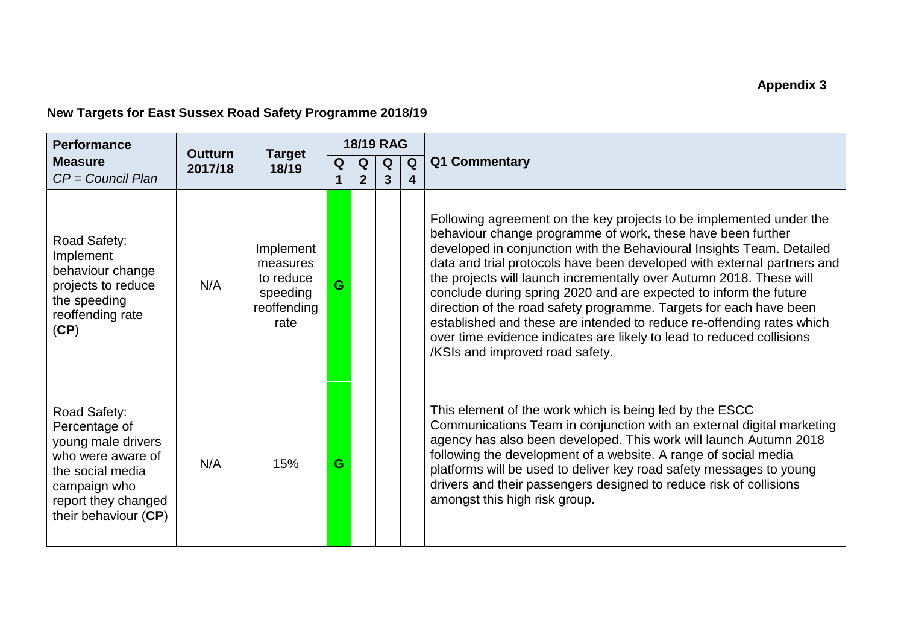**Appendix 3**

**New Targets for East Sussex Road Safety Programme 2018/19**

| **Performance Measure** *CP = Council Plan* | **Outturn 2017/18** | **Target 18/19** | **18/19 RAG** | | | | **Q1 Commentary** |
|---|---|---|---|---|---|---|---|
| | | | **Q1** | **Q2** | **Q3** | **Q4** | |
| Road Safety: Implement behaviour change projects to reduce the speeding reoffending rate (**CP**) | N/A | Implement measures to reduce speeding reoffending rate | G | | | | Following agreement on the key projects to be implemented under the behaviour change programme of work, these have been further developed in conjunction with the Behavioural Insights Team. Detailed data and trial protocols have been developed with external partners and the projects will launch incrementally over Autumn 2018. These will conclude during spring 2020 and are expected to inform the future direction of the road safety programme. Targets for each have been established and these are intended to reduce re-offending rates which over time evidence indicates are likely to lead to reduced collisions /KSIs and improved road safety. |
| Road Safety: Percentage of young male drivers who were aware of the social media campaign who report they changed their behaviour (**CP**) | N/A | 15% | G | | | | This element of the work which is being led by the ESCC Communications Team in conjunction with an external digital marketing agency has also been developed. This work will launch Autumn 2018 following the development of a website. A range of social media platforms will be used to deliver key road safety messages to young drivers and their passengers designed to reduce risk of collisions amongst this high risk group. |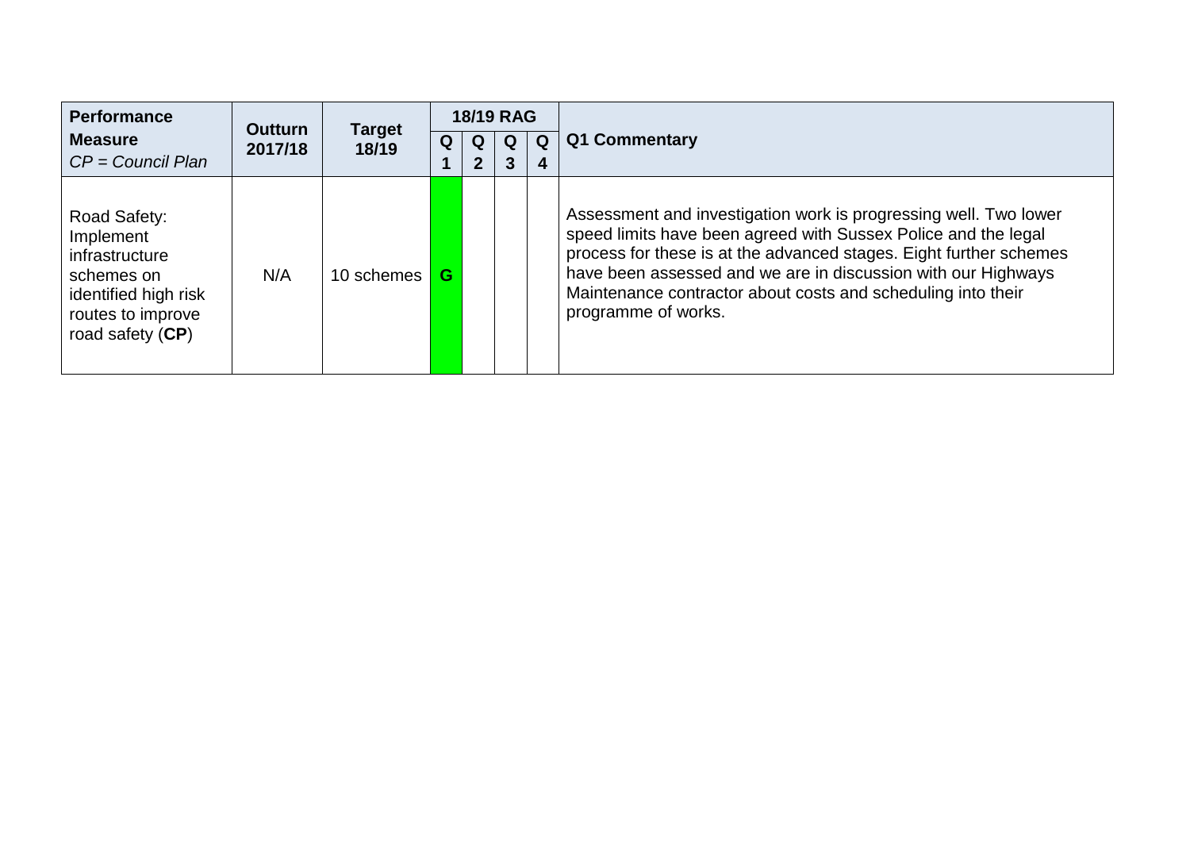| Performance Measure *CP = Council Plan* | Outturn 2017/18 | Target 18/19 | 18/19 RAG | | | | Q1 Commentary |
|---|---|---|---|---|---|---|---|
| | | | Q 1 | Q 2 | Q 3 | Q 4 | |
| Road Safety: Implement infrastructure schemes on identified high risk routes to improve road safety (**CP**) | N/A | 10 schemes | G | | | | Assessment and investigation work is progressing well. Two lower speed limits have been agreed with Sussex Police and the legal process for these is at the advanced stages. Eight further schemes have been assessed and we are in discussion with our Highways Maintenance contractor about costs and scheduling into their programme of works. |